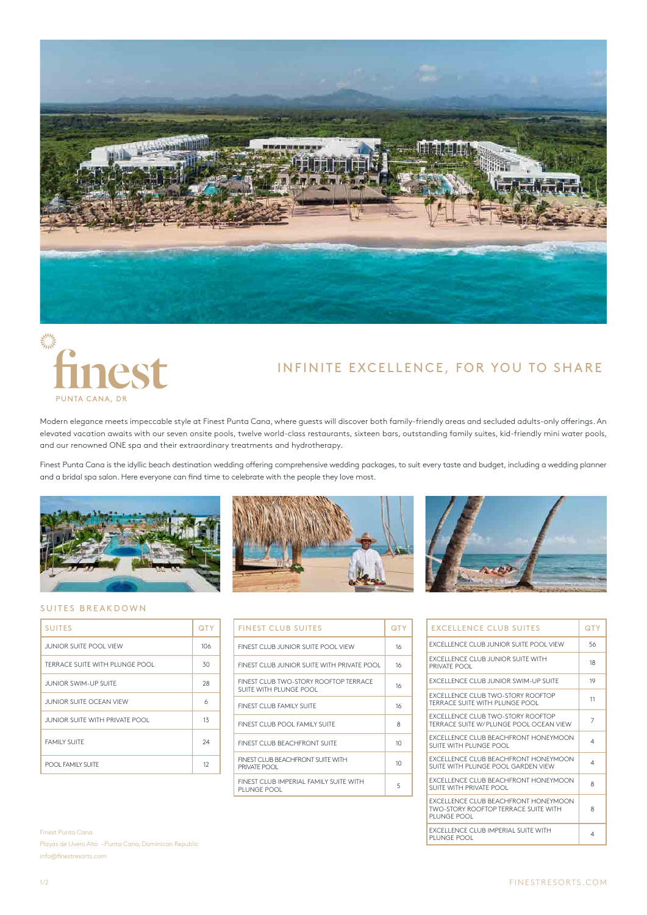# finest

PUNTA CANA, DR

## INFINITE EXCELLENCE, FOR YOU TO SHARE

Modern elegance meets impeccable style at Finest Punta Cana, where guests will discover both family-friendly areas and secluded adults-only offerings. An elevated vacation awaits with our seven onsite pools, twelve world-class restaurants, sixteen bars, outstanding family suites, kid-friendly mini water pools, and our renowned ONE spa and their extraordinary treatments and hydrotherapy.

Finest Punta Cana is the idyllic beach destination wedding offering comprehensive wedding packages, to suit every taste and budget, including a wedding planner and a bridal spa salon. Here everyone can find time to celebrate with the people they love most.

## SUITES BREAKDOWN

| SUITES | QTY |
|---|---|
| JUNIOR SUITE POOL VIEW | 106 |
| TERRACE SUITE WITH PLUNGE POOL | 30 |
| JUNIOR SWIM-UP SUITE | 28 |
| JUNIOR SUITE OCEAN VIEW | 6 |
| JUNIOR SUITE WITH PRIVATE POOL | 13 |
| FAMILY SUITE | 24 |
| POOL FAMILY SUITE | 12 |

| FINEST CLUB SUITES | QTY |
|---|---|
| FINEST CLUB JUNIOR SUITE POOL VIEW | 16 |
| FINEST CLUB JUNIOR SUITE WITH PRIVATE POOL | 16 |
| FINEST CLUB TWO-STORY ROOFTOP TERRACE SUITE WITH PLUNGE POOL | 16 |
| FINEST CLUB FAMILY SUITE | 16 |
| FINEST CLUB POOL FAMILY SUITE | 8 |
| FINEST CLUB BEACHFRONT SUITE | 10 |
| FINEST CLUB BEACHFRONT SUITE WITH PRIVATE POOL | 10 |
| FINEST CLUB IMPERIAL FAMILY SUITE WITH PLUNGE POOL | 5 |

| EXCELLENCE CLUB SUITES | QTY |
|---|---|
| EXCELLENCE CLUB JUNIOR SUITE POOL VIEW | 56 |
| EXCELLENCE CLUB JUNIOR SUITE WITH PRIVATE POOL | 18 |
| EXCELLENCE CLUB JUNIOR SWIM-UP SUITE | 19 |
| EXCELLENCE CLUB TWO-STORY ROOFTOP TERRACE SUITE WITH PLUNGE POOL | 11 |
| EXCELLENCE CLUB TWO-STORY ROOFTOP TERRACE SUITE W/ PLUNGE POOL OCEAN VIEW | 7 |
| EXCELLENCE CLUB BEACHFRONT HONEYMOON SUITE WITH PLUNGE POOL | 4 |
| EXCELLENCE CLUB BEACHFRONT HONEYMOON SUITE WITH PLUNGE POOL GARDEN VIEW | 4 |
| EXCELLENCE CLUB BEACHFRONT HONEYMOON SUITE WITH PRIVATE POOL | 8 |
| EXCELLENCE CLUB BEACHFRONT HONEYMOON TWO-STORY ROOFTOP TERRACE SUITE WITH PLUNGE POOL | 8 |
| EXCELLENCE CLUB IMPERIAL SUITE WITH PLUNGE POOL | 4 |

Finest Punta Cana
Playas de Uvero Alto – Punta Cana, Dominican Republic
info@finestresorts.com

FINESTRESORTS.COM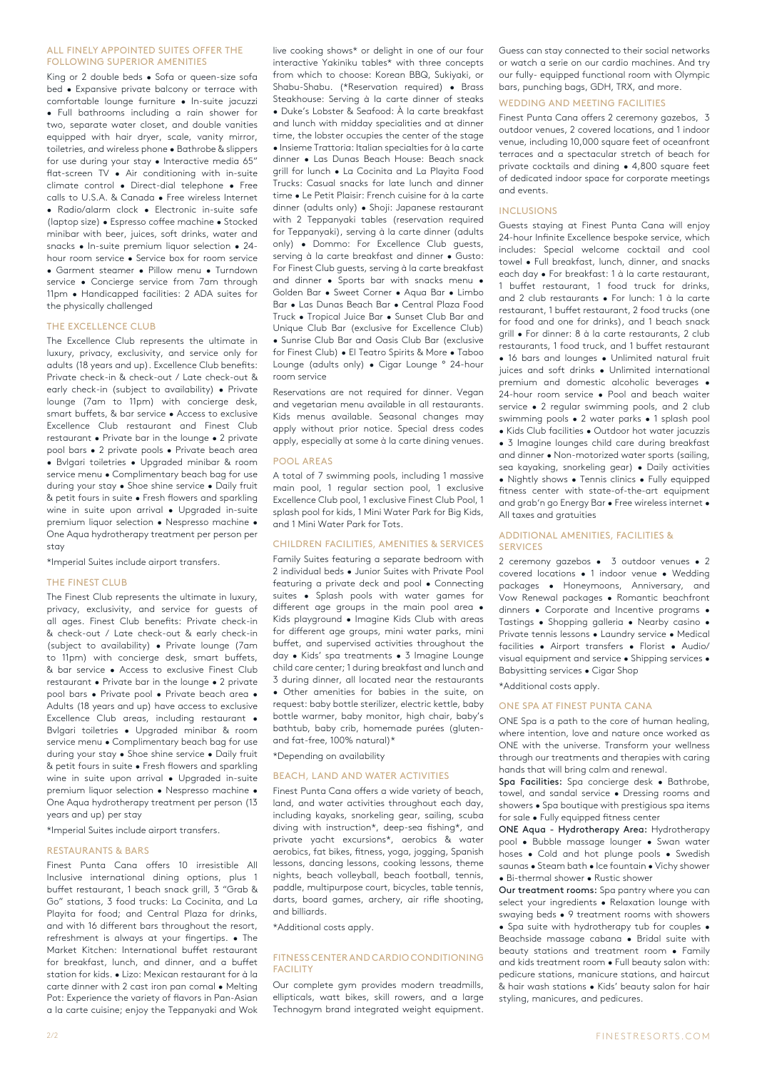## ALL FINELY APPOINTED SUITES OFFER THE FOLLOWING SUPERIOR AMENITIES

King or 2 double beds • Sofa or queen-size sofa bed • Expansive private balcony or terrace with comfortable lounge furniture • In-suite jacuzzi • Full bathrooms including a rain shower for two, separate water closet, and double vanities equipped with hair dryer, scale, vanity mirror, toiletries, and wireless phone • Bathrobe & slippers for use during your stay • Interactive media 65" flat-screen TV • Air conditioning with in-suite climate control • Direct-dial telephone • Free calls to U.S.A. & Canada • Free wireless Internet • Radio/alarm clock • Electronic in-suite safe (laptop size) • Espresso coffee machine • Stocked minibar with beer, juices, soft drinks, water and snacks • In-suite premium liquor selection • 24-hour room service • Service box for room service • Garment steamer • Pillow menu • Turndown service • Concierge service from 7am through 11pm • Handicapped facilities: 2 ADA suites for the physically challenged

## THE EXCELLENCE CLUB

The Excellence Club represents the ultimate in luxury, privacy, exclusivity, and service only for adults (18 years and up). Excellence Club benefits: Private check-in & check-out / Late check-out & early check-in (subject to availability) • Private lounge (7am to 11pm) with concierge desk, smart buffets, & bar service • Access to exclusive Excellence Club restaurant and Finest Club restaurant • Private bar in the lounge • 2 private pool bars • 2 private pools • Private beach area • Bvlgari toiletries • Upgraded minibar & room service menu • Complimentary beach bag for use during your stay • Shoe shine service • Daily fruit & petit fours in suite • Fresh flowers and sparkling wine in suite upon arrival • Upgraded in-suite premium liquor selection • Nespresso machine • One Aqua hydrotherapy treatment per person per stay

*Imperial Suites include airport transfers.

## THE FINEST CLUB

The Finest Club represents the ultimate in luxury, privacy, exclusivity, and service for guests of all ages. Finest Club benefits: Private check-in & check-out / Late check-out & early check-in (subject to availability) • Private lounge (7am to 11pm) with concierge desk, smart buffets, & bar service • Access to exclusive Finest Club restaurant • Private bar in the lounge • 2 private pool bars • Private pool • Private beach area • Adults (18 years and up) have access to exclusive Excellence Club areas, including restaurant • Bvlgari toiletries • Upgraded minibar & room service menu • Complimentary beach bag for use during your stay • Shoe shine service • Daily fruit & petit fours in suite • Fresh flowers and sparkling wine in suite upon arrival • Upgraded in-suite premium liquor selection • Nespresso machine • One Aqua hydrotherapy treatment per person (13 years and up) per stay

*Imperial Suites include airport transfers.

## RESTAURANTS & BARS

Finest Punta Cana offers 10 irresistible All Inclusive international dining options, plus 1 buffet restaurant, 1 beach snack grill, 3 "Grab & Go" stations, 3 food trucks: La Cocinita, and La Playita for food; and Central Plaza for drinks, and with 16 different bars throughout the resort, refreshment is always at your fingertips. • The Market Kitchen: International buffet restaurant for breakfast, lunch, and dinner, and a buffet station for kids. • Lizo: Mexican restaurant for à la carte dinner with 2 cast iron pan comal • Melting Pot: Experience the variety of flavors in Pan-Asian a la carte cuisine; enjoy the Teppanyaki and Wok live cooking shows* or delight in one of our four interactive Yakiniku tables* with three concepts from which to choose: Korean BBQ, Sukiyaki, or Shabu-Shabu. (*Reservation required) • Brass Steakhouse: Serving à la carte dinner of steaks • Duke's Lobster & Seafood: À la carte breakfast and lunch with midday specialities and at dinner time, the lobster occupies the center of the stage • Insieme Trattoria: Italian specialties for à la carte dinner • Las Dunas Beach House: Beach snack grill for lunch • La Cocinita and La Playita Food Trucks: Casual snacks for late lunch and dinner time • Le Petit Plaisir: French cuisine for à la carte dinner (adults only) • Shoji: Japanese restaurant with 2 Teppanyaki tables (reservation required for Teppanyaki), serving à la carte dinner (adults only) • Dommo: For Excellence Club guests, serving à la carte breakfast and dinner • Gusto: For Finest Club guests, serving à la carte breakfast and dinner • Sports bar with snacks menu • Golden Bar • Sweet Corner • Aqua Bar • Limbo Bar • Las Dunas Beach Bar • Central Plaza Food Truck • Tropical Juice Bar • Sunset Club Bar and Unique Club Bar (exclusive for Excellence Club) • Sunrise Club Bar and Oasis Club Bar (exclusive for Finest Club) • El Teatro Spirits & More • Taboo Lounge (adults only) • Cigar Lounge ° 24-hour room service

Reservations are not required for dinner. Vegan and vegetarian menu available in all restaurants. Kids menus available. Seasonal changes may apply without prior notice. Special dress codes apply, especially at some à la carte dining venues.

## POOL AREAS

A total of 7 swimming pools, including 1 massive main pool, 1 regular section pool, 1 exclusive Excellence Club pool, 1 exclusive Finest Club Pool, 1 splash pool for kids, 1 Mini Water Park for Big Kids, and 1 Mini Water Park for Tots.

## CHILDREN FACILITIES, AMENITIES & SERVICES

Family Suites featuring a separate bedroom with 2 individual beds • Junior Suites with Private Pool featuring a private deck and pool • Connecting suites • Splash pools with water games for different age groups in the main pool area • Kids playground • Imagine Kids Club with areas for different age groups, mini water parks, mini buffet, and supervised activities throughout the day • Kids' spa treatments • 3 Imagine Lounge child care center; 1 during breakfast and lunch and 3 during dinner, all located near the restaurants • Other amenities for babies in the suite, on request: baby bottle sterilizer, electric kettle, baby bottle warmer, baby monitor, high chair, baby's bathtub, baby crib, homemade purées (gluten- and fat-free, 100% natural)*

*Depending on availability

## BEACH, LAND AND WATER ACTIVITIES

Finest Punta Cana offers a wide variety of beach, land, and water activities throughout each day, including kayaks, snorkeling gear, sailing, scuba diving with instruction*, deep-sea fishing*, and private yacht excursions*, aerobics & water aerobics, fat bikes, fitness, yoga, jogging, Spanish lessons, dancing lessons, cooking lessons, theme nights, beach volleyball, beach football, tennis, paddle, multipurpose court, bicycles, table tennis, darts, board games, archery, air rifle shooting, and billiards.

*Additional costs apply.

## FITNESS CENTER AND CARDIO CONDITIONING FACILITY

Our complete gym provides modern treadmills, ellipticals, watt bikes, skill rowers, and a large Technogym brand integrated weight equipment. Guess can stay connected to their social networks or watch a serie on our cardio machines. And try our fully- equipped functional room with Olympic bars, punching bags, GDH, TRX, and more.

## WEDDING AND MEETING FACILITIES

Finest Punta Cana offers 2 ceremony gazebos, 3 outdoor venues, 2 covered locations, and 1 indoor venue, including 10,000 square feet of oceanfront terraces and a spectacular stretch of beach for private cocktails and dining • 4,800 square feet of dedicated indoor space for corporate meetings and events.

## INCLUSIONS

Guests staying at Finest Punta Cana will enjoy 24-hour Infinite Excellence bespoke service, which includes: Special welcome cocktail and cool towel • Full breakfast, lunch, dinner, and snacks each day • For breakfast: 1 à la carte restaurant, 1 buffet restaurant, 1 food truck for drinks, and 2 club restaurants • For lunch: 1 à la carte restaurant, 1 buffet restaurant, 2 food trucks (one for food and one for drinks), and 1 beach snack grill • For dinner: 8 à la carte restaurants, 2 club restaurants, 1 food truck, and 1 buffet restaurant • 16 bars and lounges • Unlimited natural fruit juices and soft drinks • Unlimited international premium and domestic alcoholic beverages • 24-hour room service • Pool and beach waiter service • 2 regular swimming pools, and 2 club swimming pools • 2 water parks • 1 splash pool • Kids Club facilities • Outdoor hot water jacuzzis • 3 Imagine lounges child care during breakfast and dinner • Non-motorized water sports (sailing, sea kayaking, snorkeling gear) • Daily activities • Nightly shows • Tennis clinics • Fully equipped fitness center with state-of-the-art equipment and grab'n go Energy Bar • Free wireless internet • All taxes and gratuities

## ADDITIONAL AMENITIES, FACILITIES & SERVICES

2 ceremony gazebos • 3 outdoor venues • 2 covered locations • 1 indoor venue • Wedding packages • Honeymoons, Anniversary, and Vow Renewal packages • Romantic beachfront dinners • Corporate and Incentive programs • Tastings • Shopping galleria • Nearby casino • Private tennis lessons • Laundry service • Medical facilities • Airport transfers • Florist • Audio/visual equipment and service • Shipping services • Babysitting services • Cigar Shop

*Additional costs apply.

## ONE SPA AT FINEST PUNTA CANA

ONE Spa is a path to the core of human healing, where intention, love and nature once worked as ONE with the universe. Transform your wellness through our treatments and therapies with caring hands that will bring calm and renewal.

**Spa Facilities:** Spa concierge desk • Bathrobe, towel, and sandal service • Dressing rooms and showers • Spa boutique with prestigious spa items for sale • Fully equipped fitness center

**ONE Aqua - Hydrotherapy Area:** Hydrotherapy pool • Bubble massage lounger • Swan water hoses • Cold and hot plunge pools • Swedish saunas • Steam bath • Ice fountain • Vichy shower • Bi-thermal shower • Rustic shower

**Our treatment rooms:** Spa pantry where you can select your ingredients • Relaxation lounge with swaying beds • 9 treatment rooms with showers • Spa suite with hydrotherapy tub for couples • Beachside massage cabana • Bridal suite with beauty stations and treatment room • Family and kids treatment room • Full beauty salon with: pedicure stations, manicure stations, and haircut & hair wash stations • Kids' beauty salon for hair styling, manicures, and pedicures.